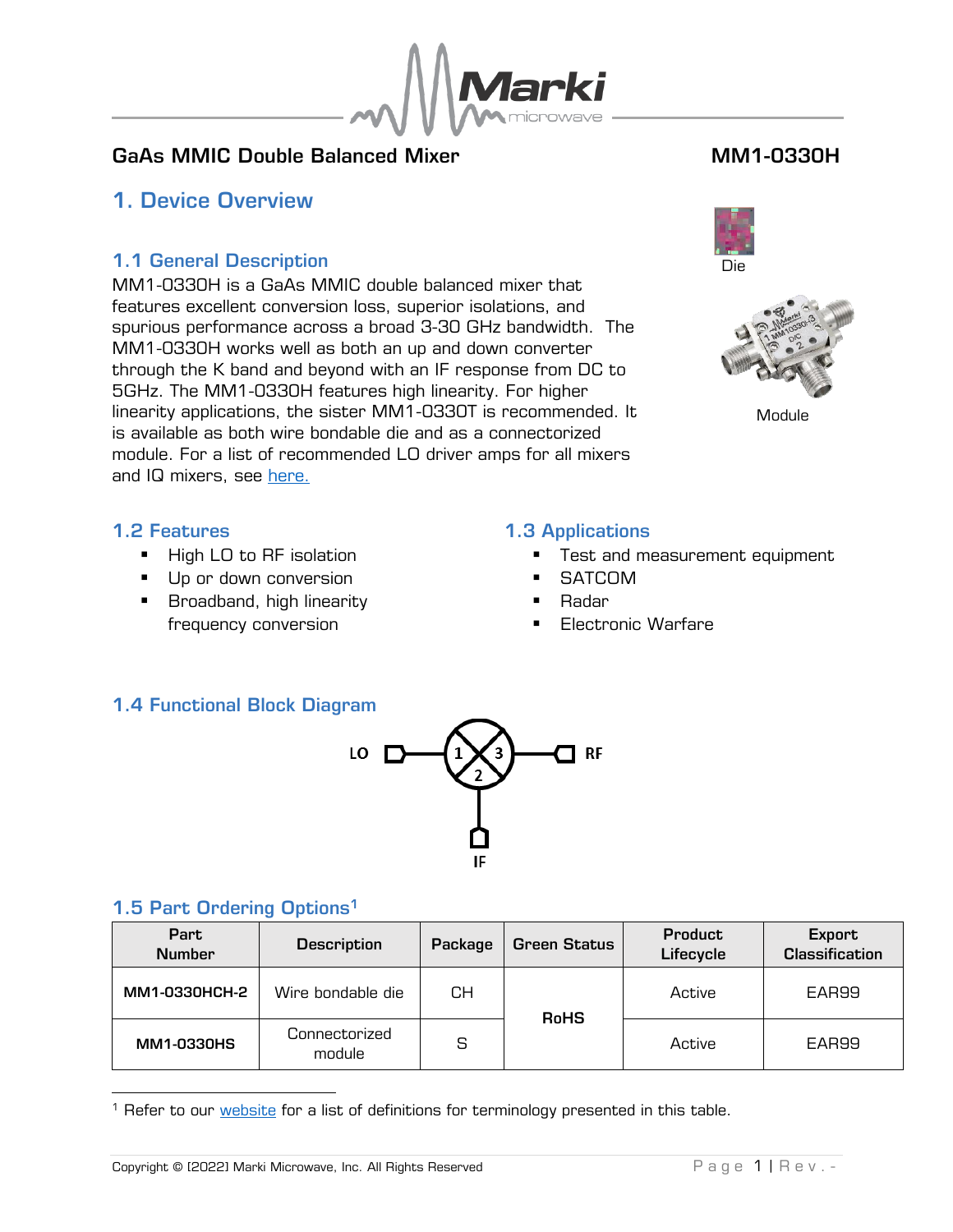# GaAs MMIC Double Balanced Mixer

# MM1-0330H

## 1. Device Overview

### 1.1 General Description

MM1-0330H is a GaAs MMIC double balanced mixer that features excellent conversion loss, superior isolations, and spurious performance across a broad 3-30 GHz bandwidth. The MM1-0330H works well as both an up and down converter through the K band and beyond with an IF response from DC to 5GHz. The MM1-0330H features high linearity. For higher linearity applications, the sister MM1-0330T is recommended. It is available as both wire bondable die and as a connectorized module. For a list of recommended LO driver amps for all mixers and IQ mixers, see [here.](here.)

Die

Module

### 1.2 Features

- High LO to RF isolation
- Up or down conversion
- Broadband, high linearity frequency conversion

### 1.3 Applications

- Test and measurement equipment
- SATCOM
- Radar
- Electronic Warfare

### 1.4 Functional Block Diagram

LO — 1 — 3 — RF

2 — IF

### 1.5 Part Ordering Options[1]

| Part Number | Description | Package | Green Status | Product Lifecycle | Export Classification |
|---|---|---|---|---|---|
| MM1-0330HCH-2 | Wire bondable die | CH | RoHS | Active | EAR99 |
| MM1-0330HS | Connectorized module | S | RoHS | Active | EAR99 |

[1] Refer to our website for a list of definitions for terminology presented in this table.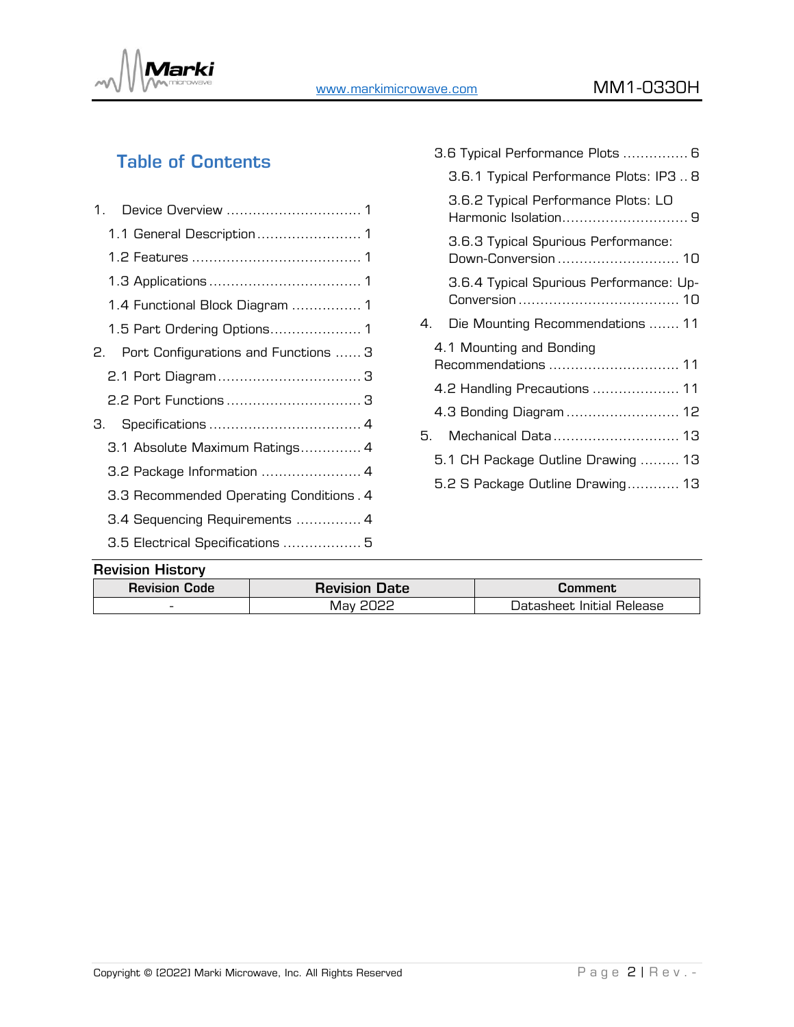## Table of Contents

1. Device Overview ............................... 1
   - 1.1 General Description ........................ 1
   - 1.2 Features ....................................... 1
   - 1.3 Applications ................................... 1
   - 1.4 Functional Block Diagram ................ 1
   - 1.5 Part Ordering Options..................... 1
2. Port Configurations and Functions ...... 3
   - 2.1 Port Diagram ................................. 3
   - 2.2 Port Functions ............................... 3
3. Specifications ................................... 4
   - 3.1 Absolute Maximum Ratings.............. 4
   - 3.2 Package Information ....................... 4
   - 3.3 Recommended Operating Conditions . 4
   - 3.4 Sequencing Requirements ............... 4
   - 3.5 Electrical Specifications .................. 5
   - 3.6 Typical Performance Plots ............... 6
     - 3.6.1 Typical Performance Plots: IP3 .. 8
     - 3.6.2 Typical Performance Plots: LO Harmonic Isolation............................. 9
     - 3.6.3 Typical Spurious Performance: Down-Conversion ............................ 10
     - 3.6.4 Typical Spurious Performance: Up-Conversion ..................................... 10
4. Die Mounting Recommendations ....... 11
   - 4.1 Mounting and Bonding Recommendations .............................. 11
   - 4.2 Handling Precautions .................... 11
   - 4.3 Bonding Diagram .......................... 12
5. Mechanical Data ............................. 13
   - 5.1 CH Package Outline Drawing ......... 13
   - 5.2 S Package Outline Drawing............ 13

**Revision History**

| Revision Code | Revision Date | Comment |
|---|---|---|
| - | May 2022 | Datasheet Initial Release |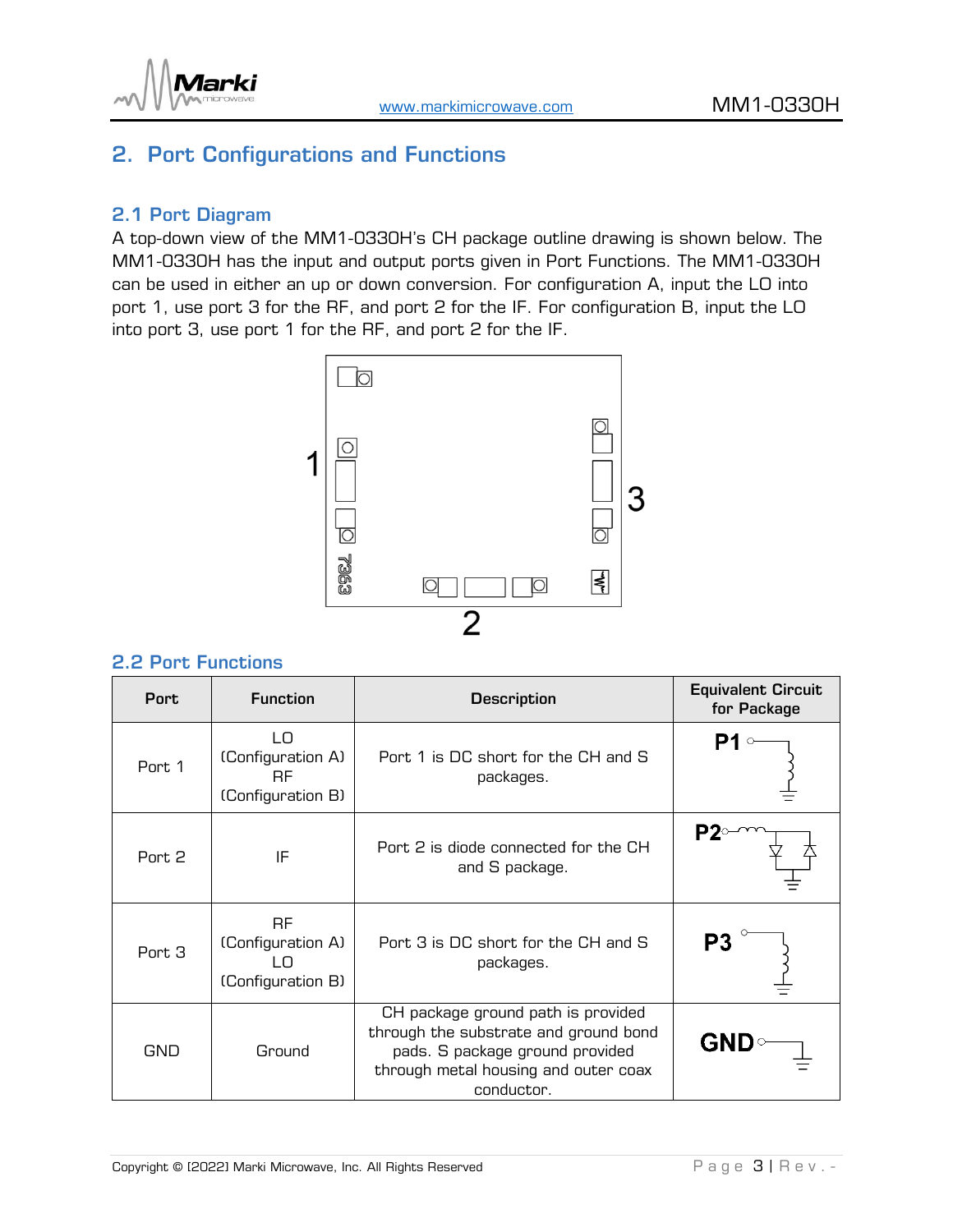## 2. Port Configurations and Functions

### 2.1 Port Diagram

A top-down view of the MM1-0330H's CH package outline drawing is shown below. The MM1-0330H has the input and output ports given in Port Functions. The MM1-0330H can be used in either an up or down conversion. For configuration A, input the LO into port 1, use port 3 for the RF, and port 2 for the IF. For configuration B, input the LO into port 3, use port 1 for the RF, and port 2 for the IF.

### 2.2 Port Functions

| Port | Function | Description | Equivalent Circuit for Package |
|---|---|---|---|
| Port 1 | LO (Configuration A) RF (Configuration B) | Port 1 is DC short for the CH and S packages. | P1 |
| Port 2 | IF | Port 2 is diode connected for the CH and S package. | P2 |
| Port 3 | RF (Configuration A) LO (Configuration B) | Port 3 is DC short for the CH and S packages. | P3 |
| GND | Ground | CH package ground path is provided through the substrate and ground bond pads. S package ground provided through metal housing and outer coax conductor. | GND |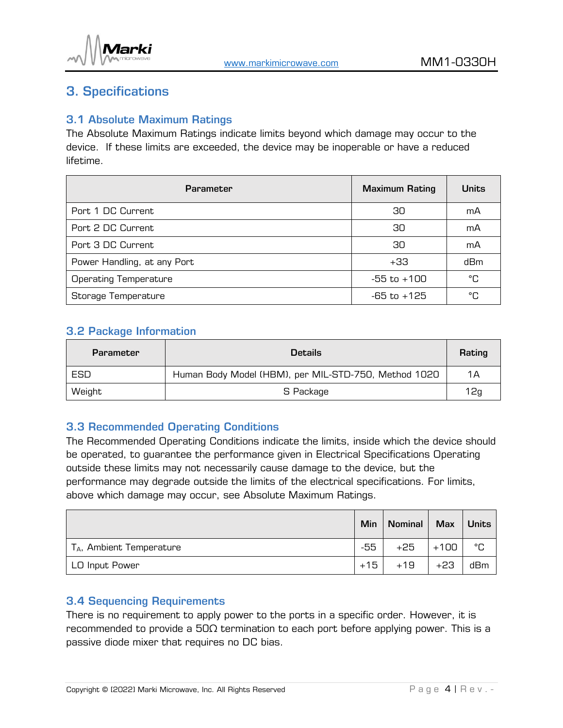# 3. Specifications

## 3.1 Absolute Maximum Ratings

The Absolute Maximum Ratings indicate limits beyond which damage may occur to the device. If these limits are exceeded, the device may be inoperable or have a reduced lifetime.

| Parameter | Maximum Rating | Units |
|---|---|---|
| Port 1 DC Current | 30 | mA |
| Port 2 DC Current | 30 | mA |
| Port 3 DC Current | 30 | mA |
| Power Handling, at any Port | +33 | dBm |
| Operating Temperature | -55 to +100 | °C |
| Storage Temperature | -65 to +125 | °C |

## 3.2 Package Information

| Parameter | Details | Rating |
|---|---|---|
| ESD | Human Body Model (HBM), per MIL-STD-750, Method 1020 | 1A |
| Weight | S Package | 12g |

## 3.3 Recommended Operating Conditions

The Recommended Operating Conditions indicate the limits, inside which the device should be operated, to guarantee the performance given in Electrical Specifications Operating outside these limits may not necessarily cause damage to the device, but the performance may degrade outside the limits of the electrical specifications. For limits, above which damage may occur, see Absolute Maximum Ratings.

| | Min | Nominal | Max | Units |
|---|---|---|---|---|
| $T_A$, Ambient Temperature | -55 | +25 | +100 | °C |
| LO Input Power | +15 | +19 | +23 | dBm |

## 3.4 Sequencing Requirements

There is no requirement to apply power to the ports in a specific order. However, it is recommended to provide a 50Ω termination to each port before applying power. This is a passive diode mixer that requires no DC bias.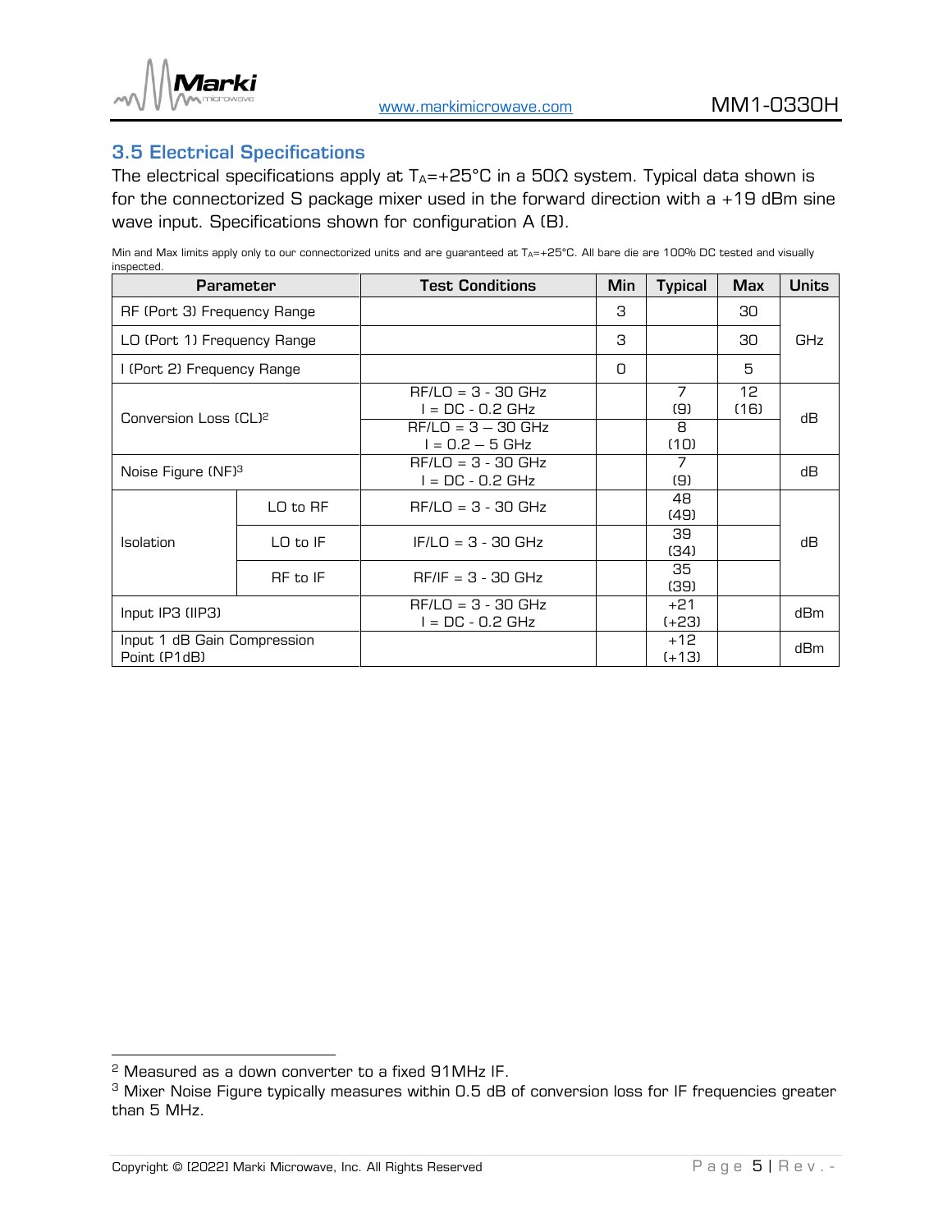## 3.5 Electrical Specifications

The electrical specifications apply at $T_A$=+25°C in a 50Ω system. Typical data shown is for the connectorized S package mixer used in the forward direction with a +19 dBm sine wave input. Specifications shown for configuration A (B).

Min and Max limits apply only to our connectorized units and are guaranteed at $T_A$=+25°C. All bare die are 100% DC tested and visually inspected.

| Parameter | | Test Conditions | Min | Typical | Max | Units |
|---|---|---|---|---|---|---|
| RF (Port 3) Frequency Range | | | 3 | | 30 | GHz |
| LO (Port 1) Frequency Range | | | 3 | | 30 | GHz |
| I (Port 2) Frequency Range | | | 0 | | 5 | GHz |
| Conversion Loss (CL)[2] | | RF/LO = 3 - 30 GHz<br>I = DC - 0.2 GHz | | 7<br>(9) | 12<br>(16) | dB |
| | | RF/LO = 3 – 30 GHz<br>I = 0.2 – 5 GHz | | 8<br>(10) | | dB |
| Noise Figure (NF)[3] | | RF/LO = 3 - 30 GHz<br>I = DC - 0.2 GHz | | 7<br>(9) | | dB |
| Isolation | LO to RF | RF/LO = 3 - 30 GHz | | 48<br>(49) | | dB |
| | LO to IF | IF/LO = 3 - 30 GHz | | 39<br>(34) | | dB |
| | RF to IF | RF/IF = 3 - 30 GHz | | 35<br>(39) | | dB |
| Input IP3 (IIP3) | | RF/LO = 3 - 30 GHz<br>I = DC - 0.2 GHz | | +21<br>(+23) | | dBm |
| Input 1 dB Gain Compression Point (P1dB) | | | | +12<br>(+13) | | dBm |

[2] Measured as a down converter to a fixed 91MHz IF.

[3] Mixer Noise Figure typically measures within 0.5 dB of conversion loss for IF frequencies greater than 5 MHz.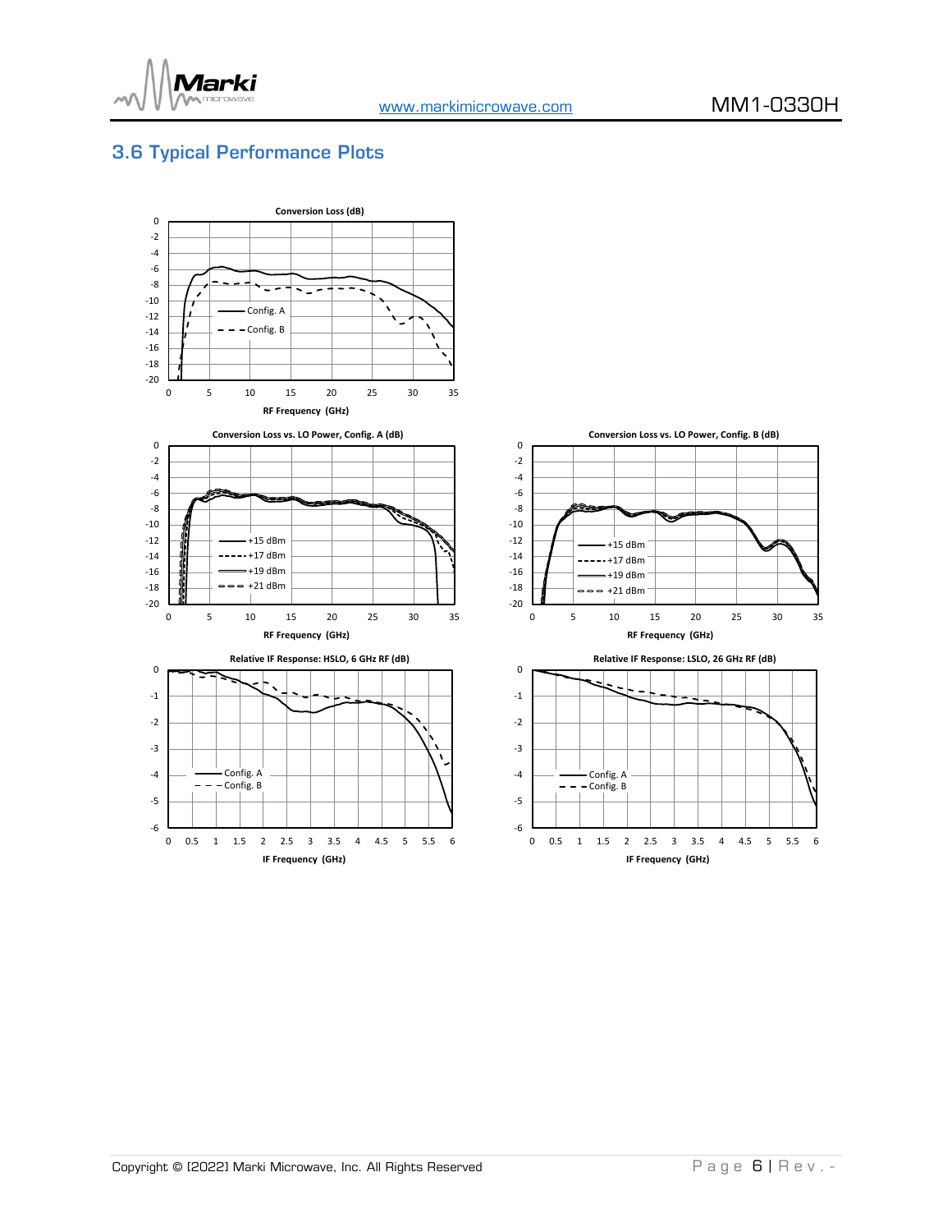## 3.6 Typical Performance Plots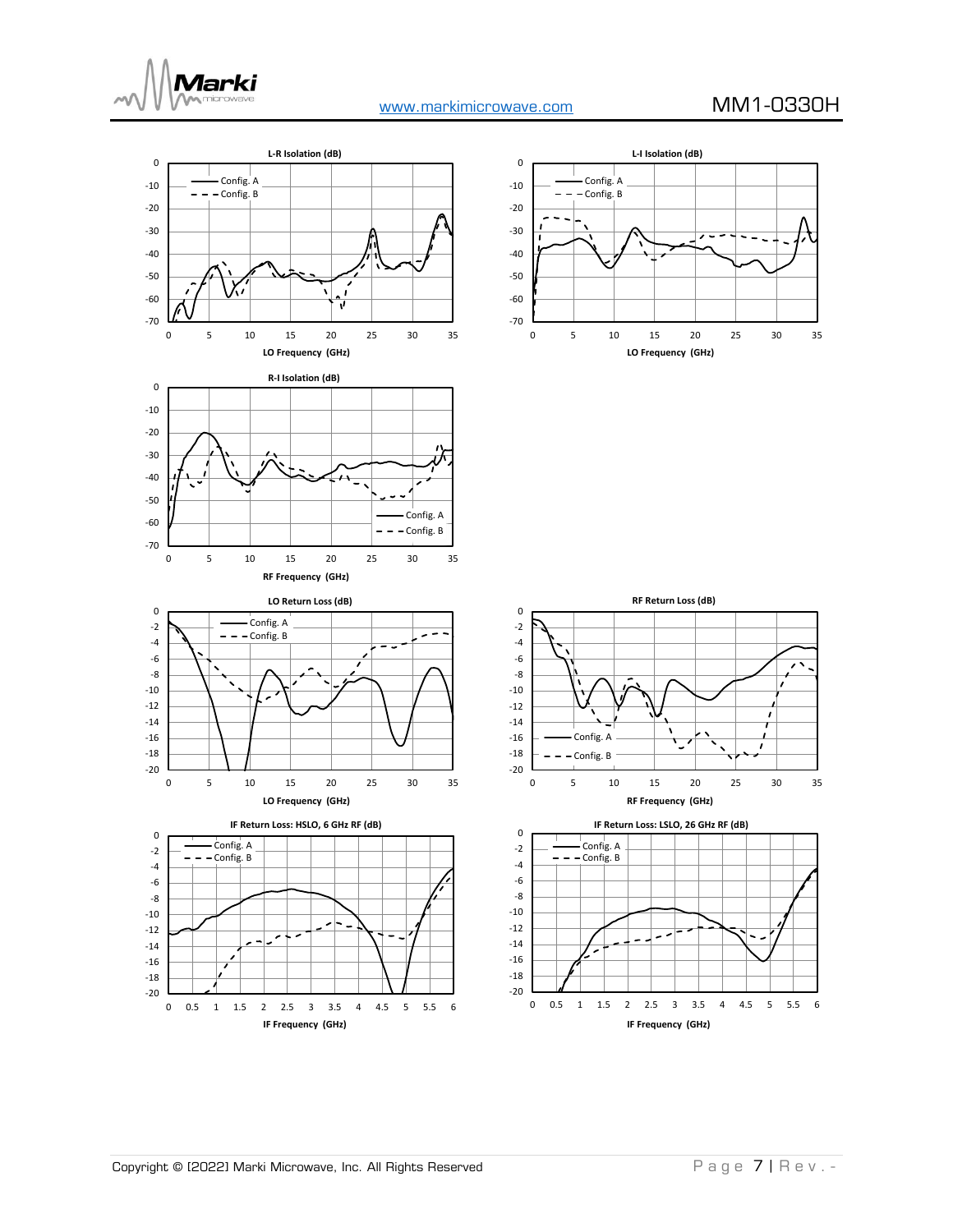L-R Isolation (dB)

Config. A
Config. B

LO Frequency (GHz)

L-I Isolation (dB)

Config. A
Config. B

LO Frequency (GHz)

R-I Isolation (dB)

Config. A
Config. B

RF Frequency (GHz)

LO Return Loss (dB)

Config. A
Config. B

LO Frequency (GHz)

RF Return Loss (dB)

Config. A
Config. B

RF Frequency (GHz)

IF Return Loss: HSLO, 6 GHz RF (dB)

Config. A
Config. B

IF Frequency (GHz)

IF Return Loss: LSLO, 26 GHz RF (dB)

Config. A
Config. B

IF Frequency (GHz)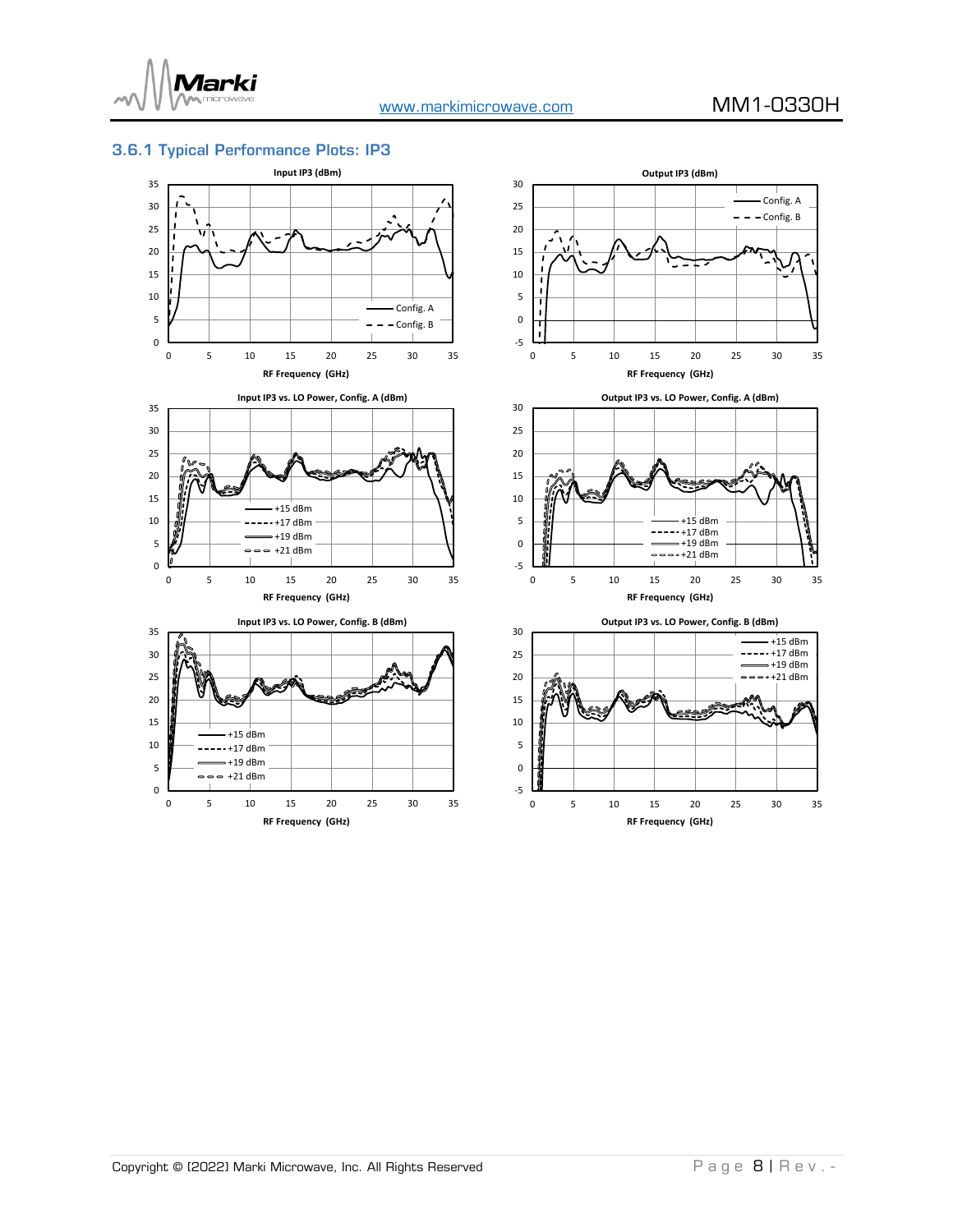### 3.6.1 Typical Performance Plots: IP3

Input IP3 (dBm)

Output IP3 (dBm)

Input IP3 vs. LO Power, Config. A (dBm)

Output IP3 vs. LO Power, Config. A (dBm)

Input IP3 vs. LO Power, Config. B (dBm)

Output IP3 vs. LO Power, Config. B (dBm)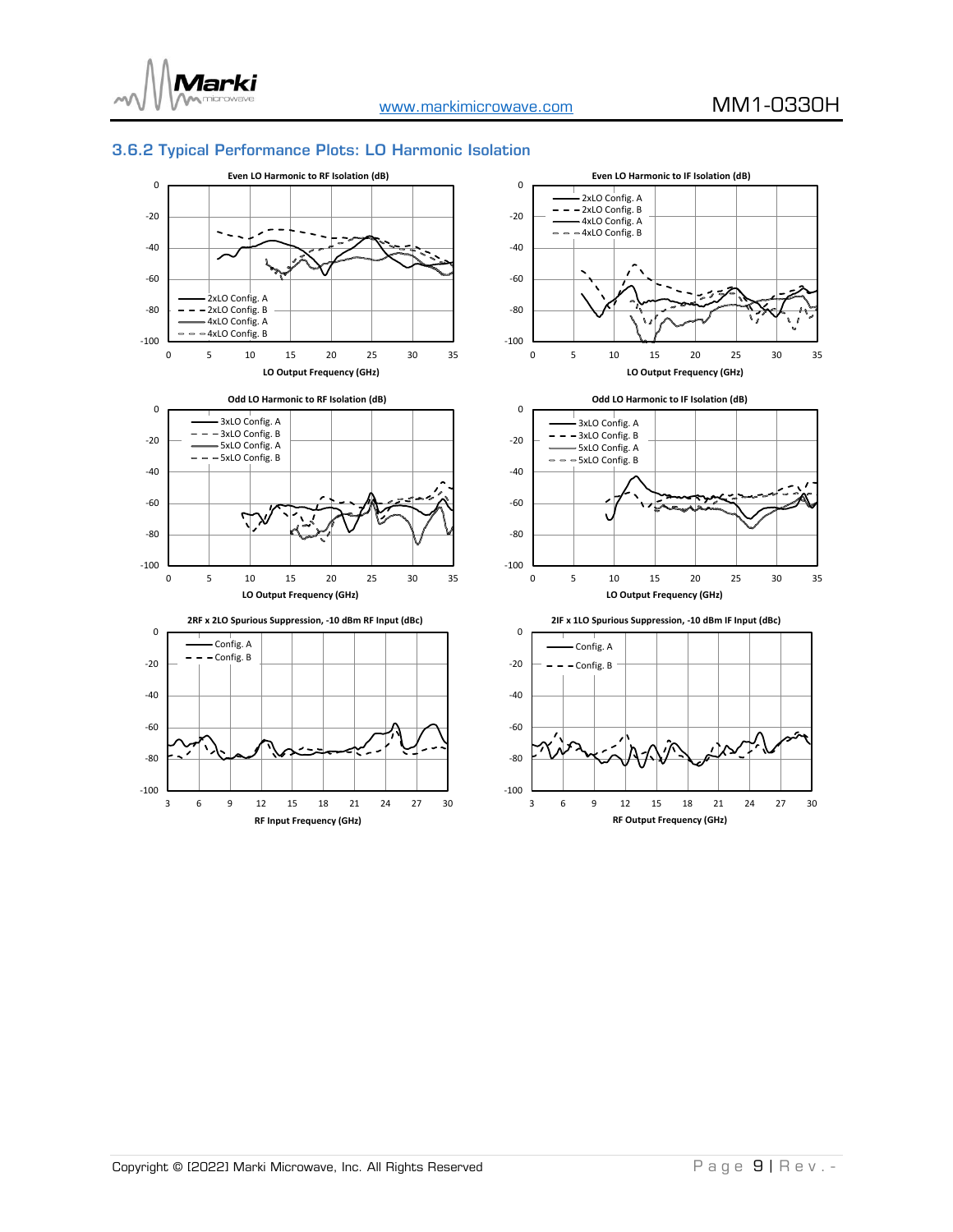### 3.6.2 Typical Performance Plots: LO Harmonic Isolation

**Even LO Harmonic to RF Isolation (dB)**

Legend: 2xLO Config. A, 2xLO Config. B, 4xLO Config. A, 4xLO Config. B

Y-axis: 0 to -100; X-axis: LO Output Frequency (GHz), 0 to 35

**Even LO Harmonic to IF Isolation (dB)**

Legend: 2xLO Config. A, 2xLO Config. B, 4xLO Config. A, 4xLO Config. B

Y-axis: 0 to -100; X-axis: LO Output Frequency (GHz), 0 to 35

**Odd LO Harmonic to RF Isolation (dB)**

Legend: 3xLO Config. A, 3xLO Config. B, 5xLO Config. A, 5xLO Config. B

Y-axis: 0 to -100; X-axis: LO Output Frequency (GHz), 0 to 35

**Odd LO Harmonic to IF Isolation (dB)**

Legend: 3xLO Config. A, 3xLO Config. B, 5xLO Config. A, 5xLO Config. B

Y-axis: 0 to -100; X-axis: LO Output Frequency (GHz), 0 to 35

**2RF x 2LO Spurious Suppression, -10 dBm RF Input (dBc)**

Legend: Config. A, Config. B

Y-axis: 0 to -100; X-axis: RF Input Frequency (GHz), 3 to 30

**2IF x 1LO Spurious Suppression, -10 dBm IF Input (dBc)**

Legend: Config. A, Config. B

Y-axis: 0 to -100; X-axis: RF Output Frequency (GHz), 3 to 30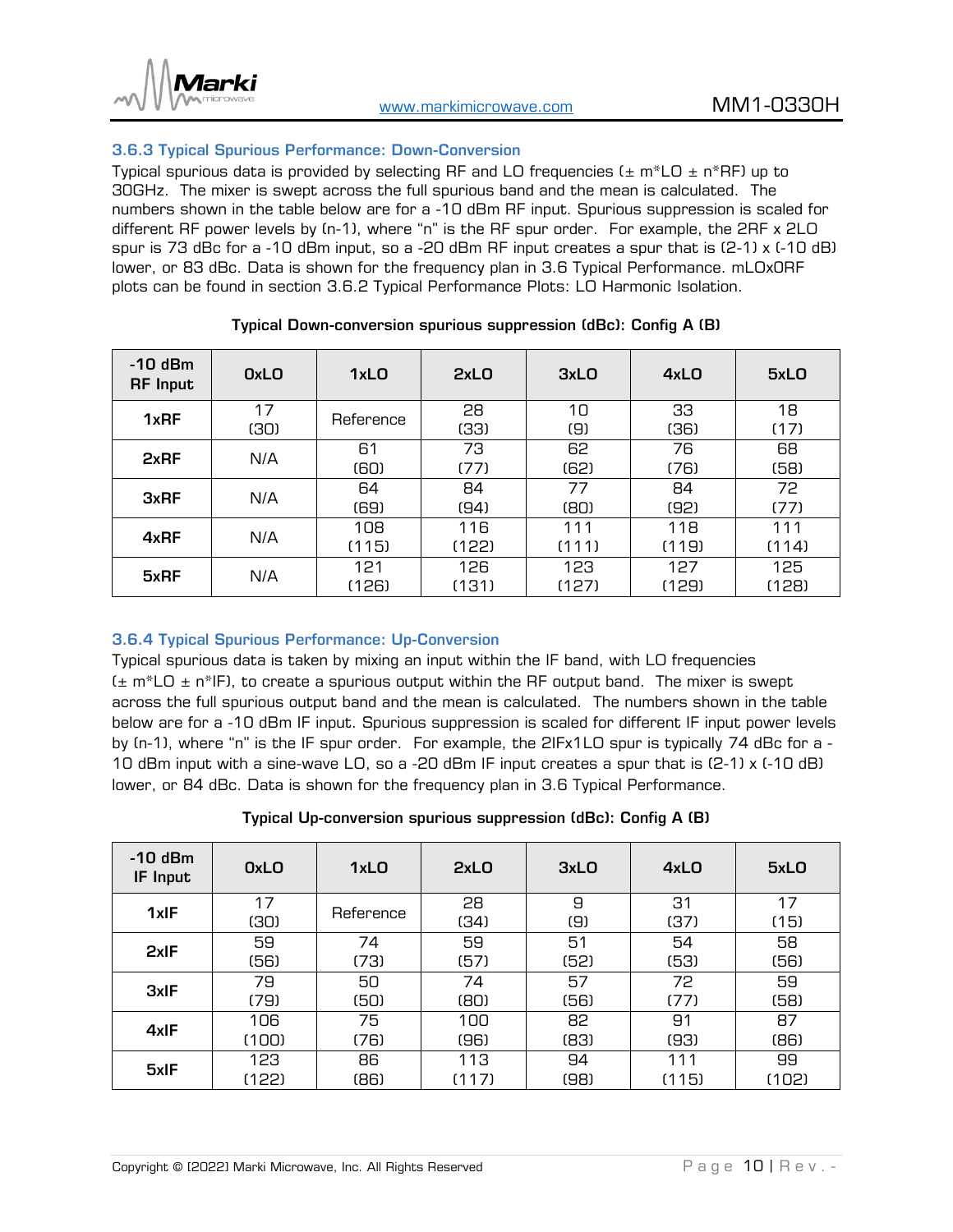### 3.6.3 Typical Spurious Performance: Down-Conversion

Typical spurious data is provided by selecting RF and LO frequencies (± m*LO ± n*RF) up to 30GHz. The mixer is swept across the full spurious band and the mean is calculated. The numbers shown in the table below are for a -10 dBm RF input. Spurious suppression is scaled for different RF power levels by (n-1), where "n" is the RF spur order. For example, the 2RF x 2LO spur is 73 dBc for a -10 dBm input, so a -20 dBm RF input creates a spur that is (2-1) x (-10 dB) lower, or 83 dBc. Data is shown for the frequency plan in 3.6 Typical Performance. mLOx0RF plots can be found in section 3.6.2 Typical Performance Plots: LO Harmonic Isolation.

**Typical Down-conversion spurious suppression (dBc): Config A (B)**

| -10 dBm RF Input | 0xLO | 1xLO | 2xLO | 3xLO | 4xLO | 5xLO |
|---|---|---|---|---|---|---|
| 1xRF | 17 (30) | Reference | 28 (33) | 10 (9) | 33 (36) | 18 (17) |
| 2xRF | N/A | 61 (60) | 73 (77) | 62 (62) | 76 (76) | 68 (58) |
| 3xRF | N/A | 64 (69) | 84 (94) | 77 (80) | 84 (92) | 72 (77) |
| 4xRF | N/A | 108 (115) | 116 (122) | 111 (111) | 118 (119) | 111 (114) |
| 5xRF | N/A | 121 (126) | 126 (131) | 123 (127) | 127 (129) | 125 (128) |

### 3.6.4 Typical Spurious Performance: Up-Conversion

Typical spurious data is taken by mixing an input within the IF band, with LO frequencies (± m*LO ± n*IF), to create a spurious output within the RF output band. The mixer is swept across the full spurious output band and the mean is calculated. The numbers shown in the table below are for a -10 dBm IF input. Spurious suppression is scaled for different IF input power levels by (n-1), where "n" is the IF spur order. For example, the 2IFx1LO spur is typically 74 dBc for a -10 dBm input with a sine-wave LO, so a -20 dBm IF input creates a spur that is (2-1) x (-10 dB) lower, or 84 dBc. Data is shown for the frequency plan in 3.6 Typical Performance.

**Typical Up-conversion spurious suppression (dBc): Config A (B)**

| -10 dBm IF Input | 0xLO | 1xLO | 2xLO | 3xLO | 4xLO | 5xLO |
|---|---|---|---|---|---|---|
| 1xIF | 17 (30) | Reference | 28 (34) | 9 (9) | 31 (37) | 17 (15) |
| 2xIF | 59 (56) | 74 (73) | 59 (57) | 51 (52) | 54 (53) | 58 (56) |
| 3xIF | 79 (79) | 50 (50) | 74 (80) | 57 (56) | 72 (77) | 59 (58) |
| 4xIF | 106 (100) | 75 (76) | 100 (96) | 82 (83) | 91 (93) | 87 (86) |
| 5xIF | 123 (122) | 86 (86) | 113 (117) | 94 (98) | 111 (115) | 99 (102) |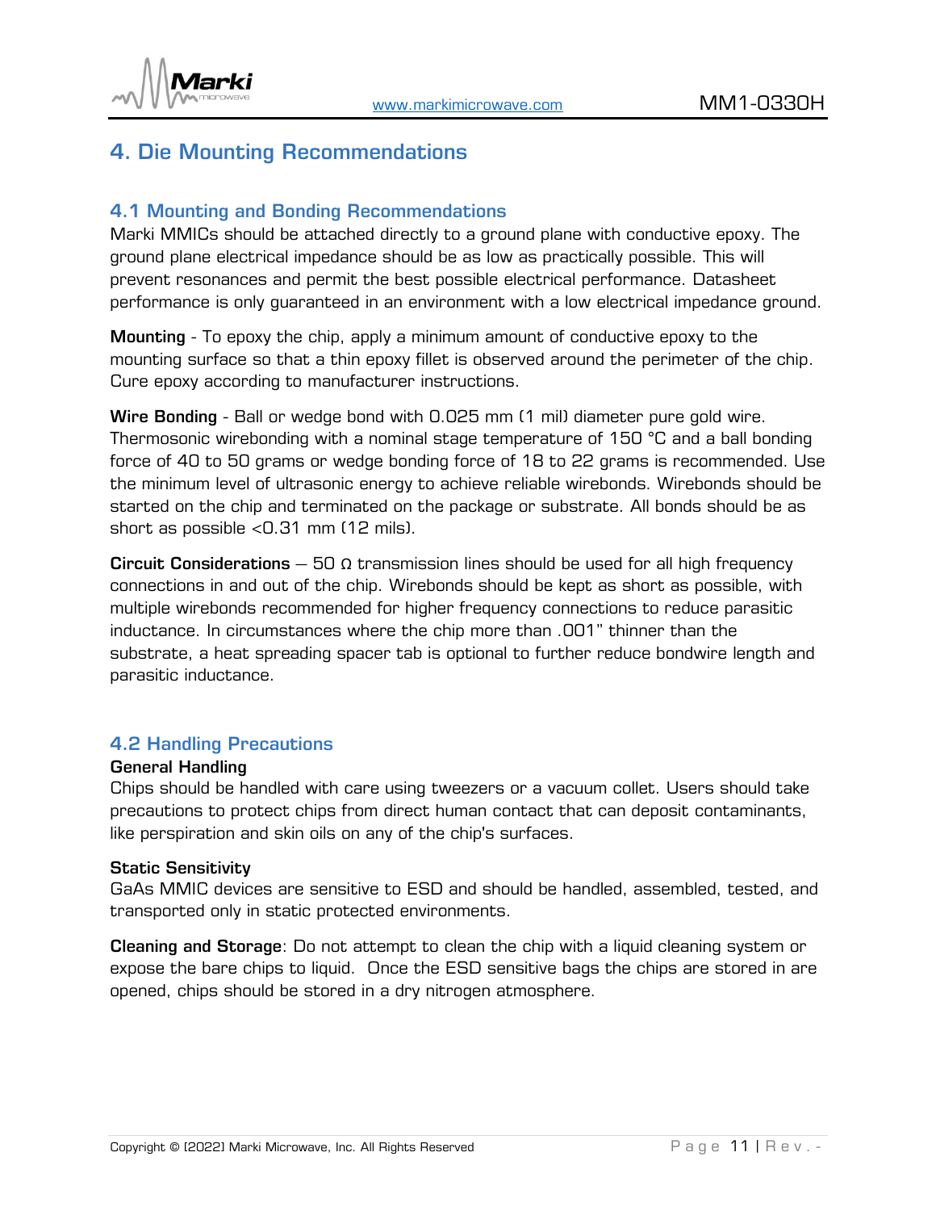# 4. Die Mounting Recommendations

## 4.1 Mounting and Bonding Recommendations

Marki MMICs should be attached directly to a ground plane with conductive epoxy. The ground plane electrical impedance should be as low as practically possible. This will prevent resonances and permit the best possible electrical performance. Datasheet performance is only guaranteed in an environment with a low electrical impedance ground.

**Mounting** - To epoxy the chip, apply a minimum amount of conductive epoxy to the mounting surface so that a thin epoxy fillet is observed around the perimeter of the chip. Cure epoxy according to manufacturer instructions.

**Wire Bonding** - Ball or wedge bond with 0.025 mm (1 mil) diameter pure gold wire. Thermosonic wirebonding with a nominal stage temperature of 150 °C and a ball bonding force of 40 to 50 grams or wedge bonding force of 18 to 22 grams is recommended. Use the minimum level of ultrasonic energy to achieve reliable wirebonds. Wirebonds should be started on the chip and terminated on the package or substrate. All bonds should be as short as possible <0.31 mm (12 mils).

**Circuit Considerations** – 50 Ω transmission lines should be used for all high frequency connections in and out of the chip. Wirebonds should be kept as short as possible, with multiple wirebonds recommended for higher frequency connections to reduce parasitic inductance. In circumstances where the chip more than .001" thinner than the substrate, a heat spreading spacer tab is optional to further reduce bondwire length and parasitic inductance.

## 4.2 Handling Precautions

**General Handling**

Chips should be handled with care using tweezers or a vacuum collet. Users should take precautions to protect chips from direct human contact that can deposit contaminants, like perspiration and skin oils on any of the chip's surfaces.

**Static Sensitivity**

GaAs MMIC devices are sensitive to ESD and should be handled, assembled, tested, and transported only in static protected environments.

**Cleaning and Storage**: Do not attempt to clean the chip with a liquid cleaning system or expose the bare chips to liquid. Once the ESD sensitive bags the chips are stored in are opened, chips should be stored in a dry nitrogen atmosphere.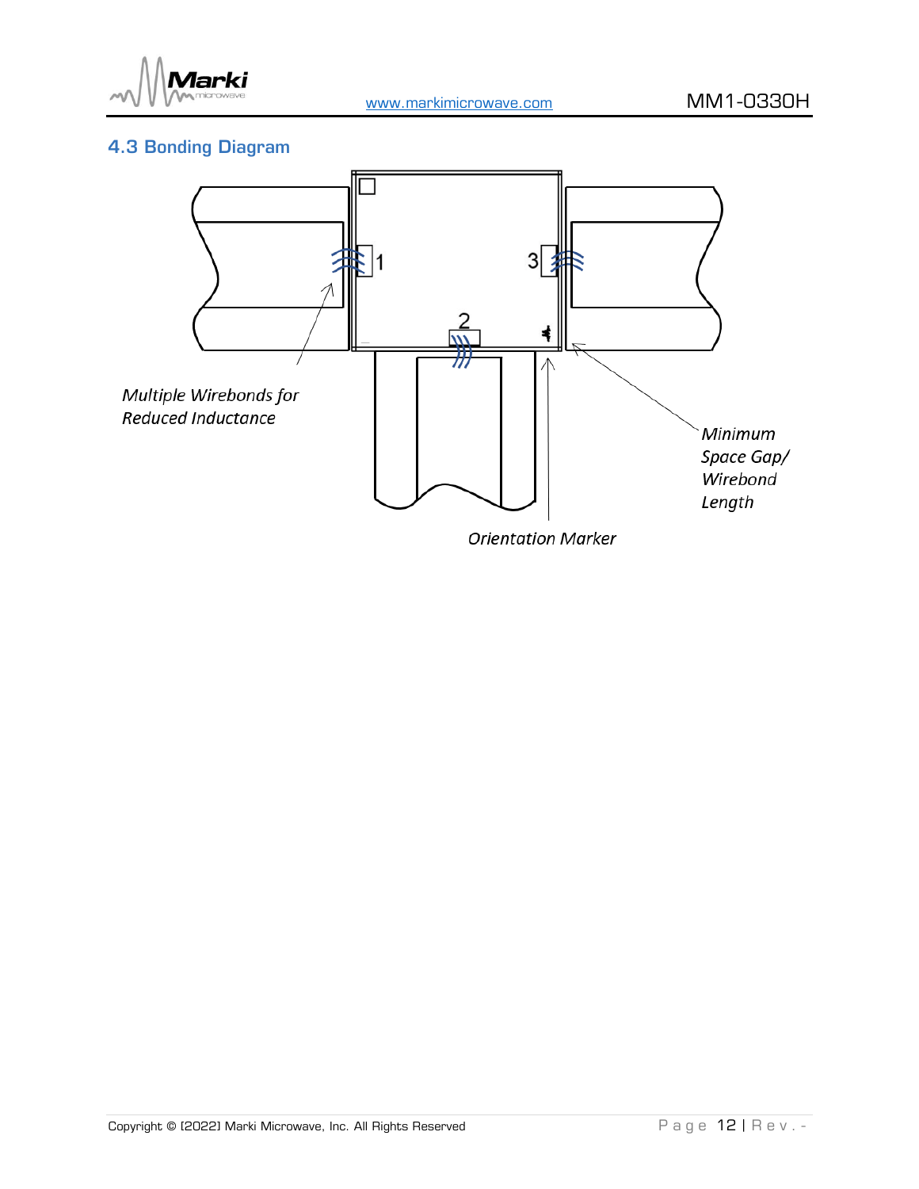## 4.3 Bonding Diagram

1

2

3

*Multiple Wirebonds for Reduced Inductance*

*Minimum Space Gap/ Wirebond Length*

*Orientation Marker*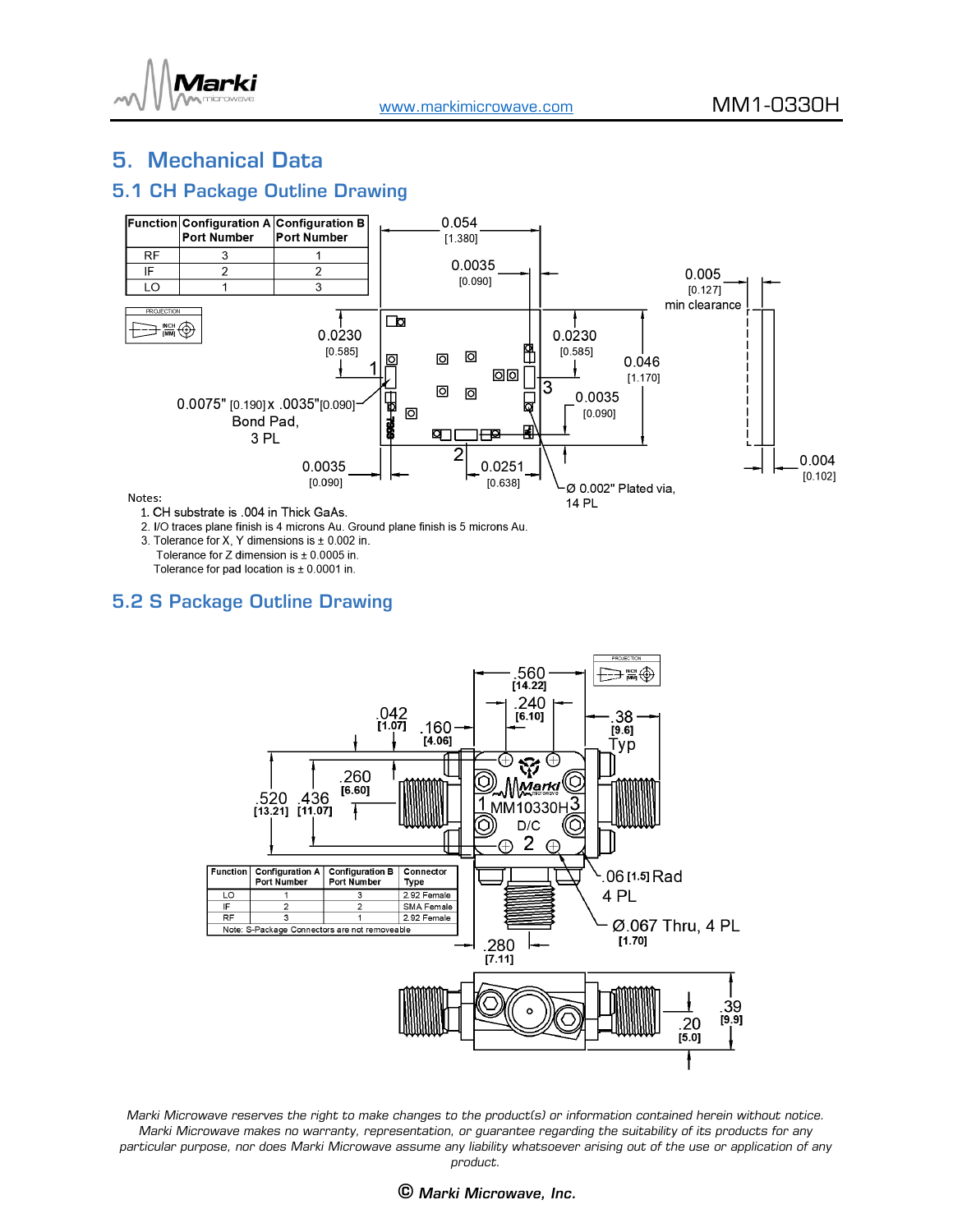# 5. Mechanical Data

## 5.1 CH Package Outline Drawing

| Function | Configuration A Port Number | Configuration B Port Number |
|---|---|---|
| RF | 3 | 1 |
| IF | 2 | 2 |
| LO | 1 | 3 |

PROJECTION

INCH [MM]

0.054 [1.380]

0.0035 [0.090]

0.005 [0.127] min clearance

0.0230 [0.585]

0.0230 [0.585]

0.046 [1.170]

1

3

0.0075" [0.190] x .0035"[0.090] Bond Pad, 3 PL

0.0035 [0.090]

2

0.0035 [0.090]

0.0251 [0.638]

Ø 0.002" Plated via, 14 PL

0.004 [0.102]

Notes:

1. CH substrate is .004 in Thick GaAs.
2. I/O traces plane finish is 4 microns Au. Ground plane finish is 5 microns Au.
3. Tolerance for X, Y dimensions is ± 0.002 in.
   Tolerance for Z dimension is ± 0.0005 in.
   Tolerance for pad location is ± 0.0001 in.

## 5.2 S Package Outline Drawing

PROJECTION

INCH [MM]

.560 [14.22]

.240 [6.10]

.042 [1.07]

.160 [4.06]

.38 [9.6] Typ

.260 [6.60]

.520 [13.21]

.436 [11.07]

1 MM10330H 3

D/C

2

.06 [1.5] Rad 4 PL

Ø.067 Thru, 4 PL [1.70]

.280 [7.11]

.39 [9.9]

.20 [5.0]

| Function | Configuration A Port Number | Configuration B Port Number | Connector Type |
|---|---|---|---|
| LO | 1 | 3 | 2.92 Female |
| IF | 2 | 2 | SMA Female |
| RF | 3 | 1 | 2.92 Female |

Note: S-Package Connectors are not removeable

*Marki Microwave reserves the right to make changes to the product(s) or information contained herein without notice. Marki Microwave makes no warranty, representation, or guarantee regarding the suitability of its products for any particular purpose, nor does Marki Microwave assume any liability whatsoever arising out of the use or application of any product.*

**©** ***Marki Microwave, Inc.***